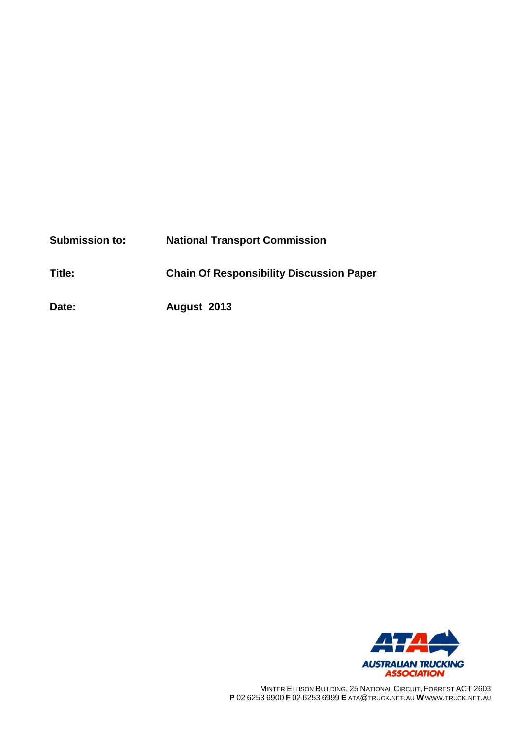| | |
|---|---|
| **Submission to:** | **National Transport Commission** |
| **Title:** | **Chain Of Responsibility Discussion Paper** |
| **Date:** | **August 2013** |

AUSTRALIAN TRUCKING ASSOCIATION

MINTER ELLISON BUILDING, 25 NATIONAL CIRCUIT, FORREST ACT 2603
**P** 02 6253 6900 **F** 02 6253 6999 **E** ATA@TRUCK.NET.AU **W** WWW.TRUCK.NET.AU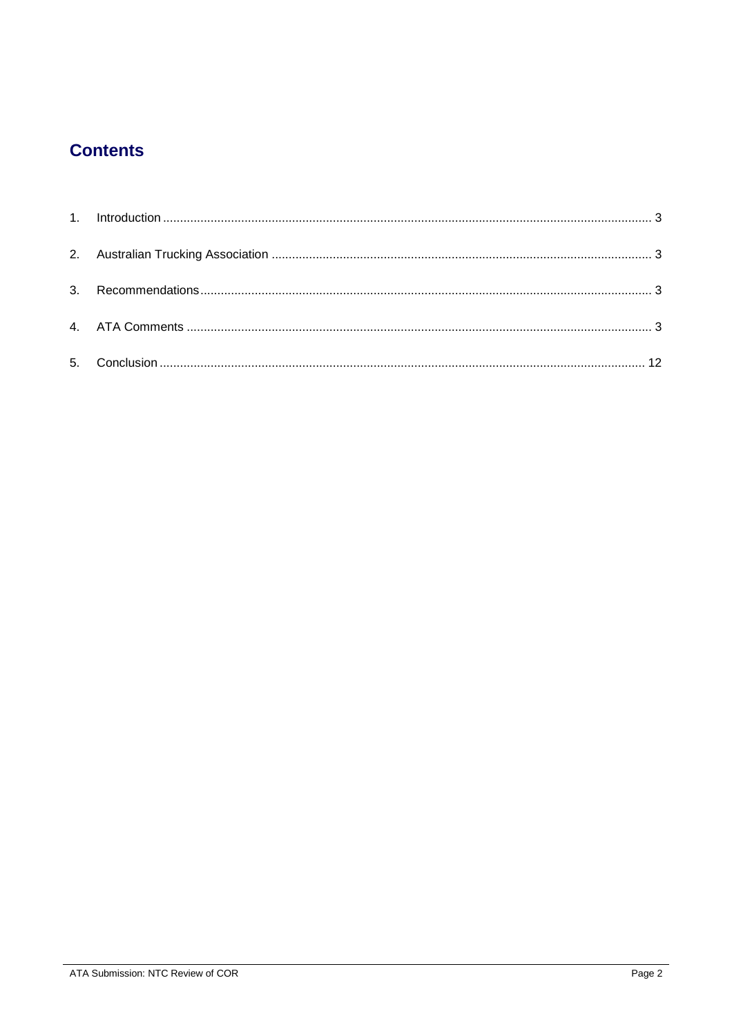## Contents

1. Introduction ..... 3
2. Australian Trucking Association ..... 3
3. Recommendations ..... 3
4. ATA Comments ..... 3
5. Conclusion ..... 12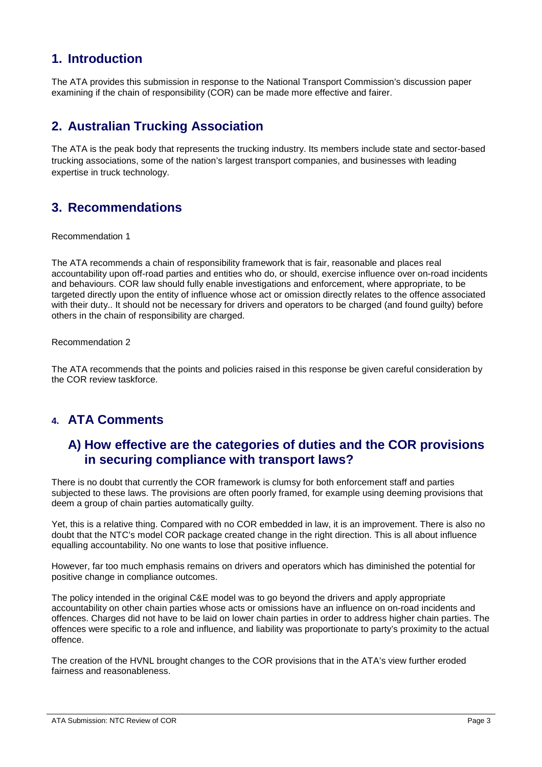## 1. Introduction

The ATA provides this submission in response to the National Transport Commission's discussion paper examining if the chain of responsibility (COR) can be made more effective and fairer.

## 2. Australian Trucking Association

The ATA is the peak body that represents the trucking industry. Its members include state and sector-based trucking associations, some of the nation's largest transport companies, and businesses with leading expertise in truck technology.

## 3. Recommendations

Recommendation 1

The ATA recommends a chain of responsibility framework that is fair, reasonable and places real accountability upon off-road parties and entities who do, or should, exercise influence over on-road incidents and behaviours. COR law should fully enable investigations and enforcement, where appropriate, to be targeted directly upon the entity of influence whose act or omission directly relates to the offence associated with their duty.. It should not be necessary for drivers and operators to be charged (and found guilty) before others in the chain of responsibility are charged.

Recommendation 2

The ATA recommends that the points and policies raised in this response be given careful consideration by the COR review taskforce.

## 4. ATA Comments

### A) How effective are the categories of duties and the COR provisions in securing compliance with transport laws?

There is no doubt that currently the COR framework is clumsy for both enforcement staff and parties subjected to these laws. The provisions are often poorly framed, for example using deeming provisions that deem a group of chain parties automatically guilty.

Yet, this is a relative thing. Compared with no COR embedded in law, it is an improvement. There is also no doubt that the NTC's model COR package created change in the right direction. This is all about influence equalling accountability. No one wants to lose that positive influence.

However, far too much emphasis remains on drivers and operators which has diminished the potential for positive change in compliance outcomes.

The policy intended in the original C&E model was to go beyond the drivers and apply appropriate accountability on other chain parties whose acts or omissions have an influence on on-road incidents and offences. Charges did not have to be laid on lower chain parties in order to address higher chain parties. The offences were specific to a role and influence, and liability was proportionate to party's proximity to the actual offence.

The creation of the HVNL brought changes to the COR provisions that in the ATA's view further eroded fairness and reasonableness.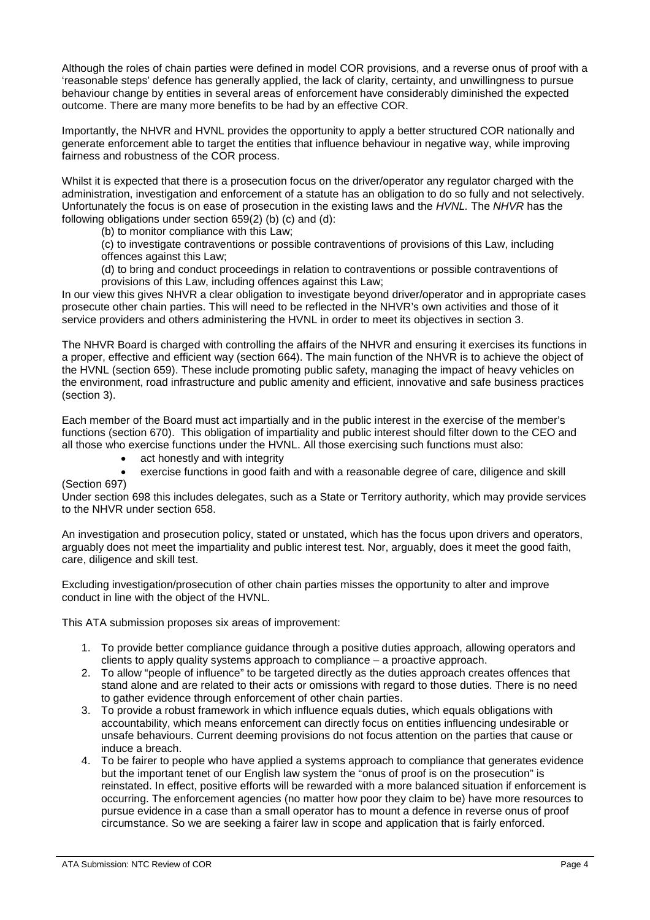Although the roles of chain parties were defined in model COR provisions, and a reverse onus of proof with a 'reasonable steps' defence has generally applied, the lack of clarity, certainty, and unwillingness to pursue behaviour change by entities in several areas of enforcement have considerably diminished the expected outcome. There are many more benefits to be had by an effective COR.

Importantly, the NHVR and HVNL provides the opportunity to apply a better structured COR nationally and generate enforcement able to target the entities that influence behaviour in negative way, while improving fairness and robustness of the COR process.

Whilst it is expected that there is a prosecution focus on the driver/operator any regulator charged with the administration, investigation and enforcement of a statute has an obligation to do so fully and not selectively. Unfortunately the focus is on ease of prosecution in the existing laws and the *HVNL*. The *NHVR* has the following obligations under section 659(2) (b) (c) and (d):

> (b) to monitor compliance with this Law;
>
> (c) to investigate contraventions or possible contraventions of provisions of this Law, including offences against this Law;
>
> (d) to bring and conduct proceedings in relation to contraventions or possible contraventions of provisions of this Law, including offences against this Law;

In our view this gives NHVR a clear obligation to investigate beyond driver/operator and in appropriate cases prosecute other chain parties. This will need to be reflected in the NHVR's own activities and those of it service providers and others administering the HVNL in order to meet its objectives in section 3.

The NHVR Board is charged with controlling the affairs of the NHVR and ensuring it exercises its functions in a proper, effective and efficient way (section 664). The main function of the NHVR is to achieve the object of the HVNL (section 659). These include promoting public safety, managing the impact of heavy vehicles on the environment, road infrastructure and public amenity and efficient, innovative and safe business practices (section 3).

Each member of the Board must act impartially and in the public interest in the exercise of the member's functions (section 670). This obligation of impartiality and public interest should filter down to the CEO and all those who exercise functions under the HVNL. All those exercising such functions must also:

- act honestly and with integrity
- exercise functions in good faith and with a reasonable degree of care, diligence and skill

(Section 697)

Under section 698 this includes delegates, such as a State or Territory authority, which may provide services to the NHVR under section 658.

An investigation and prosecution policy, stated or unstated, which has the focus upon drivers and operators, arguably does not meet the impartiality and public interest test. Nor, arguably, does it meet the good faith, care, diligence and skill test.

Excluding investigation/prosecution of other chain parties misses the opportunity to alter and improve conduct in line with the object of the HVNL.

This ATA submission proposes six areas of improvement:

1. To provide better compliance guidance through a positive duties approach, allowing operators and clients to apply quality systems approach to compliance – a proactive approach.
2. To allow "people of influence" to be targeted directly as the duties approach creates offences that stand alone and are related to their acts or omissions with regard to those duties. There is no need to gather evidence through enforcement of other chain parties.
3. To provide a robust framework in which influence equals duties, which equals obligations with accountability, which means enforcement can directly focus on entities influencing undesirable or unsafe behaviours. Current deeming provisions do not focus attention on the parties that cause or induce a breach.
4. To be fairer to people who have applied a systems approach to compliance that generates evidence but the important tenet of our English law system the "onus of proof is on the prosecution" is reinstated. In effect, positive efforts will be rewarded with a more balanced situation if enforcement is occurring. The enforcement agencies (no matter how poor they claim to be) have more resources to pursue evidence in a case than a small operator has to mount a defence in reverse onus of proof circumstance. So we are seeking a fairer law in scope and application that is fairly enforced.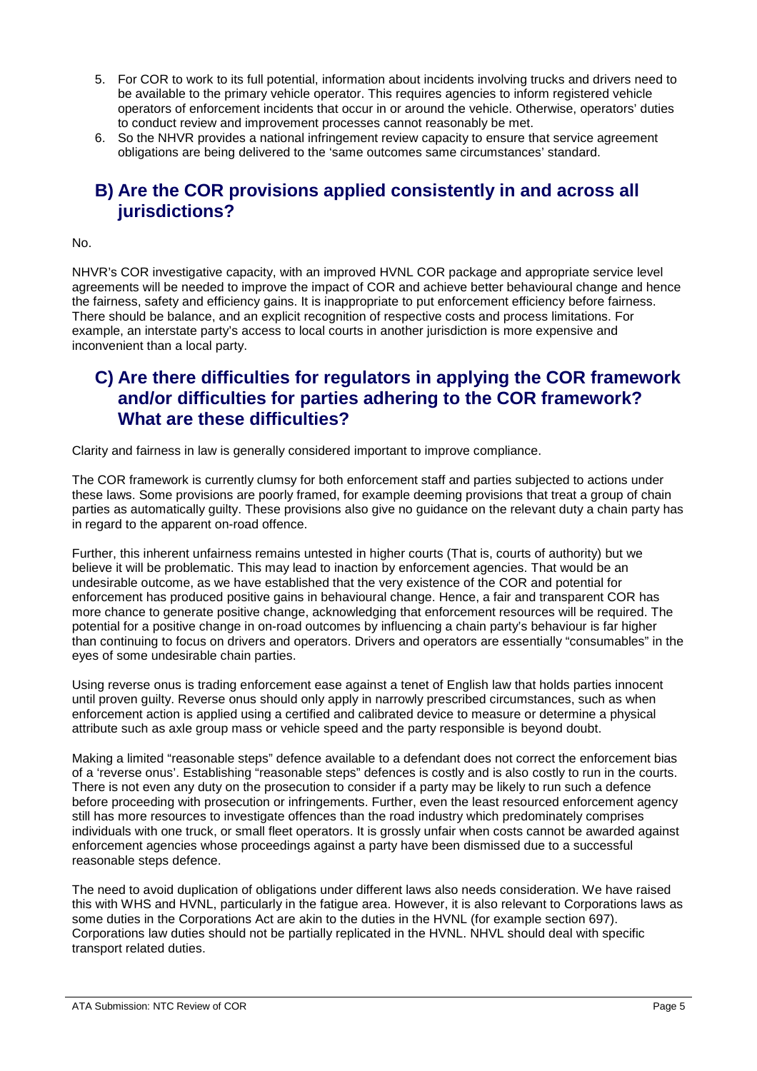5. For COR to work to its full potential, information about incidents involving trucks and drivers need to be available to the primary vehicle operator. This requires agencies to inform registered vehicle operators of enforcement incidents that occur in or around the vehicle. Otherwise, operators' duties to conduct review and improvement processes cannot reasonably be met.
6. So the NHVR provides a national infringement review capacity to ensure that service agreement obligations are being delivered to the 'same outcomes same circumstances' standard.

## B) Are the COR provisions applied consistently in and across all jurisdictions?

No.

NHVR's COR investigative capacity, with an improved HVNL COR package and appropriate service level agreements will be needed to improve the impact of COR and achieve better behavioural change and hence the fairness, safety and efficiency gains. It is inappropriate to put enforcement efficiency before fairness. There should be balance, and an explicit recognition of respective costs and process limitations. For example, an interstate party's access to local courts in another jurisdiction is more expensive and inconvenient than a local party.

## C) Are there difficulties for regulators in applying the COR framework and/or difficulties for parties adhering to the COR framework? What are these difficulties?

Clarity and fairness in law is generally considered important to improve compliance.

The COR framework is currently clumsy for both enforcement staff and parties subjected to actions under these laws. Some provisions are poorly framed, for example deeming provisions that treat a group of chain parties as automatically guilty. These provisions also give no guidance on the relevant duty a chain party has in regard to the apparent on-road offence.

Further, this inherent unfairness remains untested in higher courts (That is, courts of authority) but we believe it will be problematic. This may lead to inaction by enforcement agencies. That would be an undesirable outcome, as we have established that the very existence of the COR and potential for enforcement has produced positive gains in behavioural change. Hence, a fair and transparent COR has more chance to generate positive change, acknowledging that enforcement resources will be required. The potential for a positive change in on-road outcomes by influencing a chain party's behaviour is far higher than continuing to focus on drivers and operators. Drivers and operators are essentially "consumables" in the eyes of some undesirable chain parties.

Using reverse onus is trading enforcement ease against a tenet of English law that holds parties innocent until proven guilty. Reverse onus should only apply in narrowly prescribed circumstances, such as when enforcement action is applied using a certified and calibrated device to measure or determine a physical attribute such as axle group mass or vehicle speed and the party responsible is beyond doubt.

Making a limited "reasonable steps" defence available to a defendant does not correct the enforcement bias of a 'reverse onus'. Establishing "reasonable steps" defences is costly and is also costly to run in the courts. There is not even any duty on the prosecution to consider if a party may be likely to run such a defence before proceeding with prosecution or infringements. Further, even the least resourced enforcement agency still has more resources to investigate offences than the road industry which predominately comprises individuals with one truck, or small fleet operators. It is grossly unfair when costs cannot be awarded against enforcement agencies whose proceedings against a party have been dismissed due to a successful reasonable steps defence.

The need to avoid duplication of obligations under different laws also needs consideration. We have raised this with WHS and HVNL, particularly in the fatigue area. However, it is also relevant to Corporations laws as some duties in the Corporations Act are akin to the duties in the HVNL (for example section 697). Corporations law duties should not be partially replicated in the HVNL. NHVL should deal with specific transport related duties.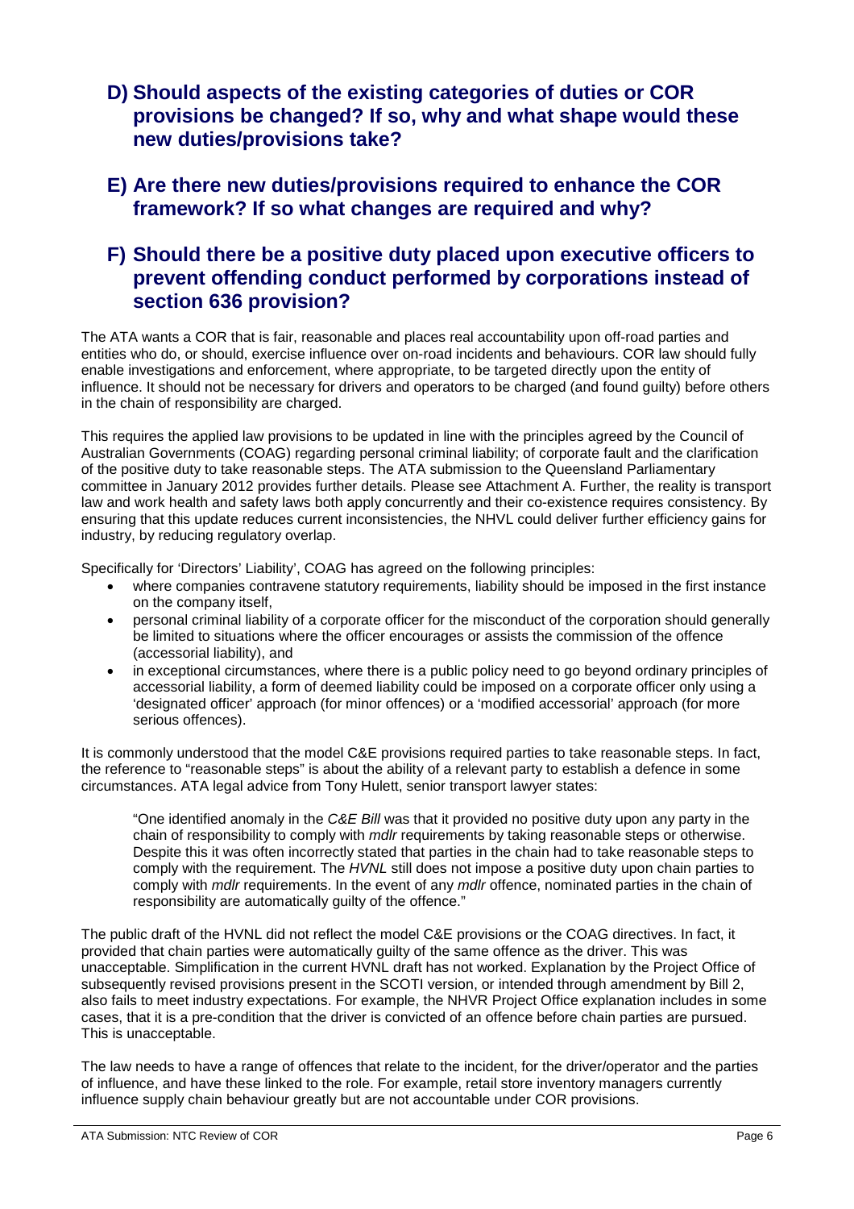## D) Should aspects of the existing categories of duties or COR provisions be changed? If so, why and what shape would these new duties/provisions take?

## E) Are there new duties/provisions required to enhance the COR framework? If so what changes are required and why?

## F) Should there be a positive duty placed upon executive officers to prevent offending conduct performed by corporations instead of section 636 provision?

The ATA wants a COR that is fair, reasonable and places real accountability upon off-road parties and entities who do, or should, exercise influence over on-road incidents and behaviours. COR law should fully enable investigations and enforcement, where appropriate, to be targeted directly upon the entity of influence. It should not be necessary for drivers and operators to be charged (and found guilty) before others in the chain of responsibility are charged.

This requires the applied law provisions to be updated in line with the principles agreed by the Council of Australian Governments (COAG) regarding personal criminal liability; of corporate fault and the clarification of the positive duty to take reasonable steps. The ATA submission to the Queensland Parliamentary committee in January 2012 provides further details. Please see Attachment A. Further, the reality is transport law and work health and safety laws both apply concurrently and their co-existence requires consistency. By ensuring that this update reduces current inconsistencies, the NHVL could deliver further efficiency gains for industry, by reducing regulatory overlap.

Specifically for 'Directors' Liability', COAG has agreed on the following principles:

- where companies contravene statutory requirements, liability should be imposed in the first instance on the company itself,
- personal criminal liability of a corporate officer for the misconduct of the corporation should generally be limited to situations where the officer encourages or assists the commission of the offence (accessorial liability), and
- in exceptional circumstances, where there is a public policy need to go beyond ordinary principles of accessorial liability, a form of deemed liability could be imposed on a corporate officer only using a 'designated officer' approach (for minor offences) or a 'modified accessorial' approach (for more serious offences).

It is commonly understood that the model C&E provisions required parties to take reasonable steps. In fact, the reference to "reasonable steps" is about the ability of a relevant party to establish a defence in some circumstances. ATA legal advice from Tony Hulett, senior transport lawyer states:

> "One identified anomaly in the *C&E Bill* was that it provided no positive duty upon any party in the chain of responsibility to comply with *mdlr* requirements by taking reasonable steps or otherwise. Despite this it was often incorrectly stated that parties in the chain had to take reasonable steps to comply with the requirement. The *HVNL* still does not impose a positive duty upon chain parties to comply with *mdlr* requirements. In the event of any *mdlr* offence, nominated parties in the chain of responsibility are automatically guilty of the offence."

The public draft of the HVNL did not reflect the model C&E provisions or the COAG directives. In fact, it provided that chain parties were automatically guilty of the same offence as the driver. This was unacceptable. Simplification in the current HVNL draft has not worked. Explanation by the Project Office of subsequently revised provisions present in the SCOTI version, or intended through amendment by Bill 2, also fails to meet industry expectations. For example, the NHVR Project Office explanation includes in some cases, that it is a pre-condition that the driver is convicted of an offence before chain parties are pursued. This is unacceptable.

The law needs to have a range of offences that relate to the incident, for the driver/operator and the parties of influence, and have these linked to the role. For example, retail store inventory managers currently influence supply chain behaviour greatly but are not accountable under COR provisions.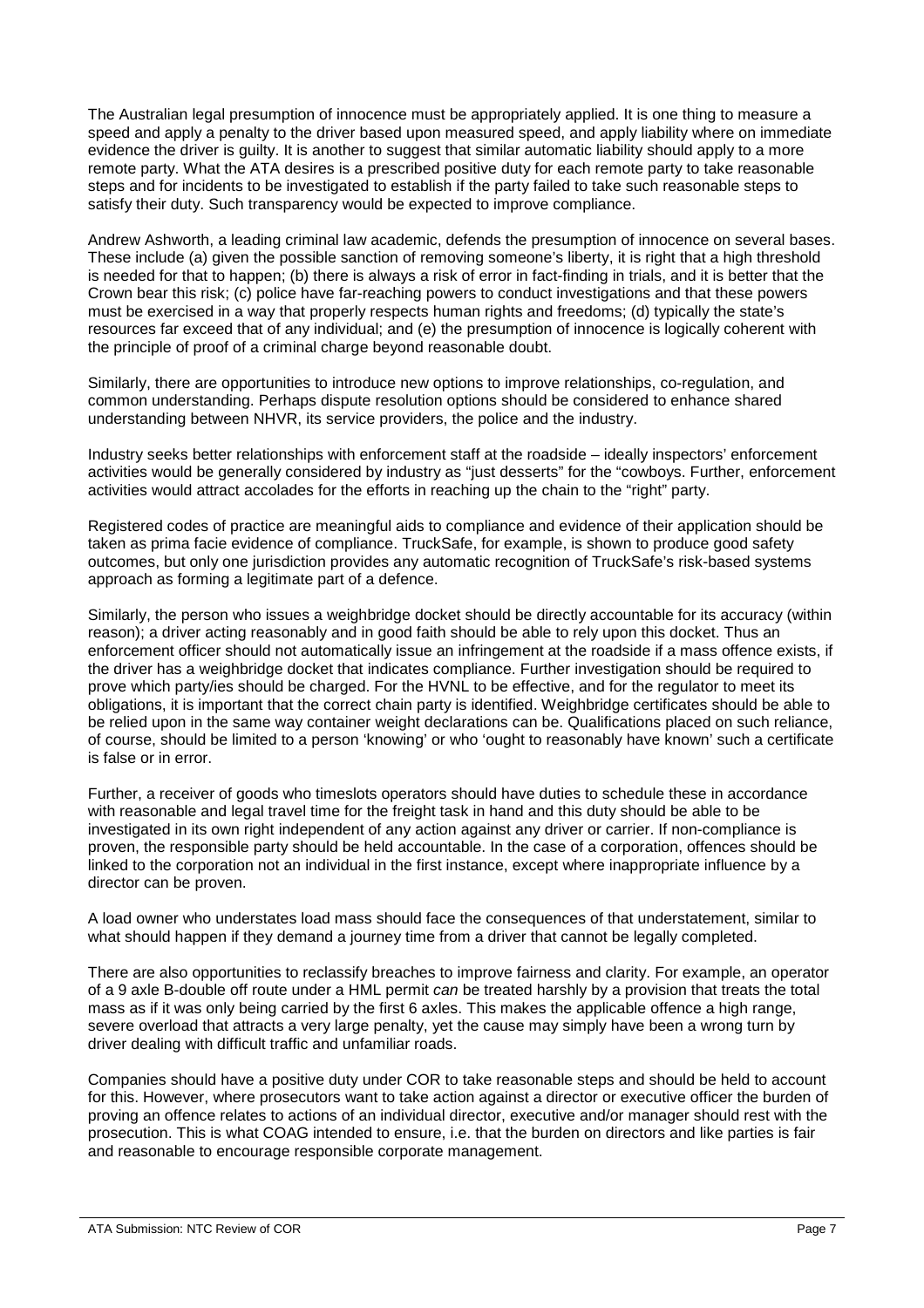The Australian legal presumption of innocence must be appropriately applied. It is one thing to measure a speed and apply a penalty to the driver based upon measured speed, and apply liability where on immediate evidence the driver is guilty. It is another to suggest that similar automatic liability should apply to a more remote party. What the ATA desires is a prescribed positive duty for each remote party to take reasonable steps and for incidents to be investigated to establish if the party failed to take such reasonable steps to satisfy their duty. Such transparency would be expected to improve compliance.

Andrew Ashworth, a leading criminal law academic, defends the presumption of innocence on several bases. These include (a) given the possible sanction of removing someone's liberty, it is right that a high threshold is needed for that to happen; (b) there is always a risk of error in fact-finding in trials, and it is better that the Crown bear this risk; (c) police have far-reaching powers to conduct investigations and that these powers must be exercised in a way that properly respects human rights and freedoms; (d) typically the state's resources far exceed that of any individual; and (e) the presumption of innocence is logically coherent with the principle of proof of a criminal charge beyond reasonable doubt.

Similarly, there are opportunities to introduce new options to improve relationships, co-regulation, and common understanding. Perhaps dispute resolution options should be considered to enhance shared understanding between NHVR, its service providers, the police and the industry.

Industry seeks better relationships with enforcement staff at the roadside – ideally inspectors' enforcement activities would be generally considered by industry as "just desserts" for the "cowboys. Further, enforcement activities would attract accolades for the efforts in reaching up the chain to the "right" party.

Registered codes of practice are meaningful aids to compliance and evidence of their application should be taken as prima facie evidence of compliance. TruckSafe, for example, is shown to produce good safety outcomes, but only one jurisdiction provides any automatic recognition of TruckSafe's risk-based systems approach as forming a legitimate part of a defence.

Similarly, the person who issues a weighbridge docket should be directly accountable for its accuracy (within reason); a driver acting reasonably and in good faith should be able to rely upon this docket. Thus an enforcement officer should not automatically issue an infringement at the roadside if a mass offence exists, if the driver has a weighbridge docket that indicates compliance. Further investigation should be required to prove which party/ies should be charged. For the HVNL to be effective, and for the regulator to meet its obligations, it is important that the correct chain party is identified. Weighbridge certificates should be able to be relied upon in the same way container weight declarations can be. Qualifications placed on such reliance, of course, should be limited to a person 'knowing' or who 'ought to reasonably have known' such a certificate is false or in error.

Further, a receiver of goods who timeslots operators should have duties to schedule these in accordance with reasonable and legal travel time for the freight task in hand and this duty should be able to be investigated in its own right independent of any action against any driver or carrier. If non-compliance is proven, the responsible party should be held accountable. In the case of a corporation, offences should be linked to the corporation not an individual in the first instance, except where inappropriate influence by a director can be proven.

A load owner who understates load mass should face the consequences of that understatement, similar to what should happen if they demand a journey time from a driver that cannot be legally completed.

There are also opportunities to reclassify breaches to improve fairness and clarity. For example, an operator of a 9 axle B-double off route under a HML permit *can* be treated harshly by a provision that treats the total mass as if it was only being carried by the first 6 axles. This makes the applicable offence a high range, severe overload that attracts a very large penalty, yet the cause may simply have been a wrong turn by driver dealing with difficult traffic and unfamiliar roads.

Companies should have a positive duty under COR to take reasonable steps and should be held to account for this. However, where prosecutors want to take action against a director or executive officer the burden of proving an offence relates to actions of an individual director, executive and/or manager should rest with the prosecution. This is what COAG intended to ensure, i.e. that the burden on directors and like parties is fair and reasonable to encourage responsible corporate management.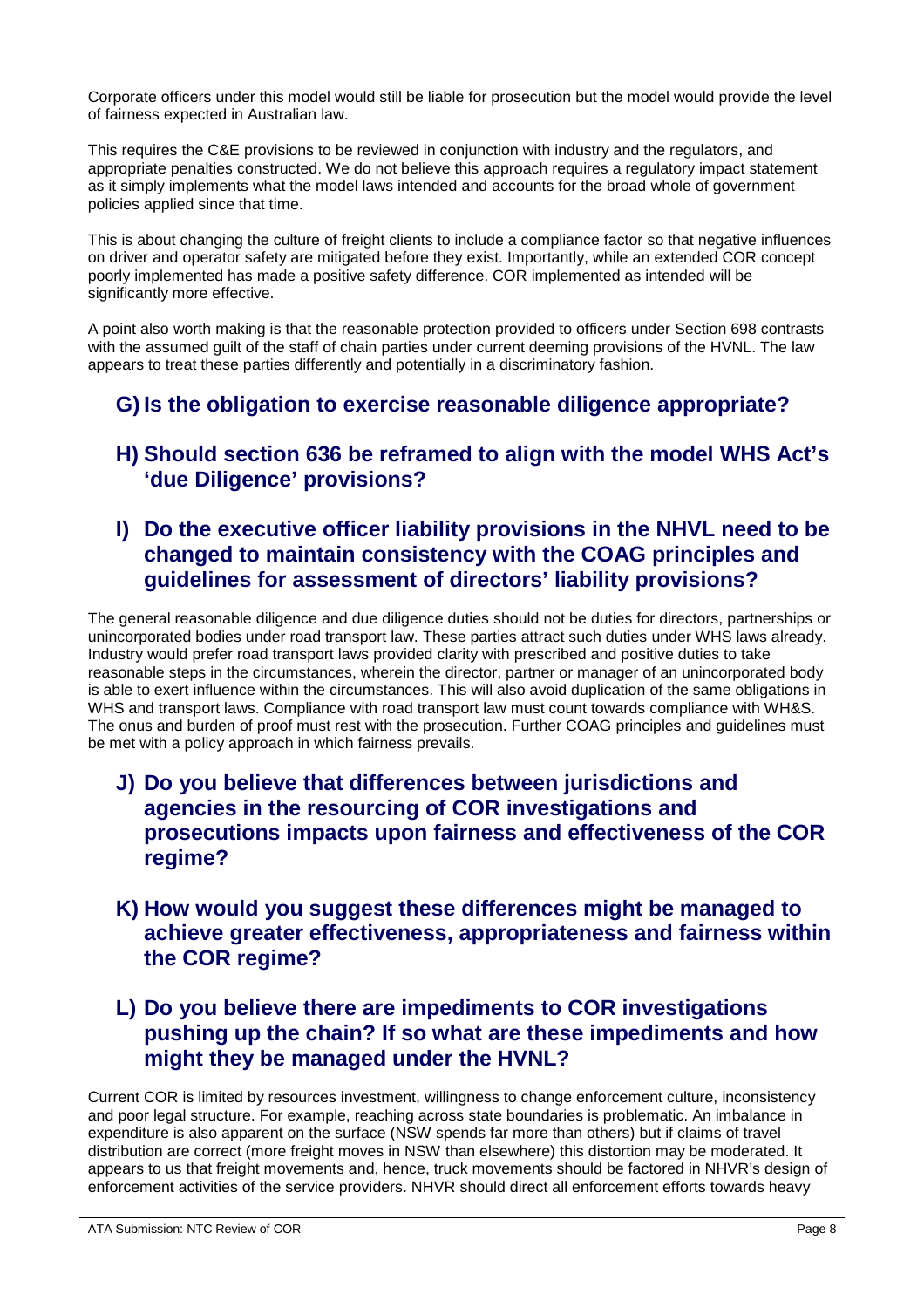Corporate officers under this model would still be liable for prosecution but the model would provide the level of fairness expected in Australian law.

This requires the C&E provisions to be reviewed in conjunction with industry and the regulators, and appropriate penalties constructed. We do not believe this approach requires a regulatory impact statement as it simply implements what the model laws intended and accounts for the broad whole of government policies applied since that time.

This is about changing the culture of freight clients to include a compliance factor so that negative influences on driver and operator safety are mitigated before they exist. Importantly, while an extended COR concept poorly implemented has made a positive safety difference. COR implemented as intended will be significantly more effective.

A point also worth making is that the reasonable protection provided to officers under Section 698 contrasts with the assumed guilt of the staff of chain parties under current deeming provisions of the HVNL. The law appears to treat these parties differently and potentially in a discriminatory fashion.

## G) Is the obligation to exercise reasonable diligence appropriate?

## H) Should section 636 be reframed to align with the model WHS Act's 'due Diligence' provisions?

## I) Do the executive officer liability provisions in the NHVL need to be changed to maintain consistency with the COAG principles and guidelines for assessment of directors' liability provisions?

The general reasonable diligence and due diligence duties should not be duties for directors, partnerships or unincorporated bodies under road transport law. These parties attract such duties under WHS laws already. Industry would prefer road transport laws provided clarity with prescribed and positive duties to take reasonable steps in the circumstances, wherein the director, partner or manager of an unincorporated body is able to exert influence within the circumstances. This will also avoid duplication of the same obligations in WHS and transport laws. Compliance with road transport law must count towards compliance with WH&S. The onus and burden of proof must rest with the prosecution. Further COAG principles and guidelines must be met with a policy approach in which fairness prevails.

## J) Do you believe that differences between jurisdictions and agencies in the resourcing of COR investigations and prosecutions impacts upon fairness and effectiveness of the COR regime?

## K) How would you suggest these differences might be managed to achieve greater effectiveness, appropriateness and fairness within the COR regime?

## L) Do you believe there are impediments to COR investigations pushing up the chain? If so what are these impediments and how might they be managed under the HVNL?

Current COR is limited by resources investment, willingness to change enforcement culture, inconsistency and poor legal structure. For example, reaching across state boundaries is problematic. An imbalance in expenditure is also apparent on the surface (NSW spends far more than others) but if claims of travel distribution are correct (more freight moves in NSW than elsewhere) this distortion may be moderated. It appears to us that freight movements and, hence, truck movements should be factored in NHVR's design of enforcement activities of the service providers. NHVR should direct all enforcement efforts towards heavy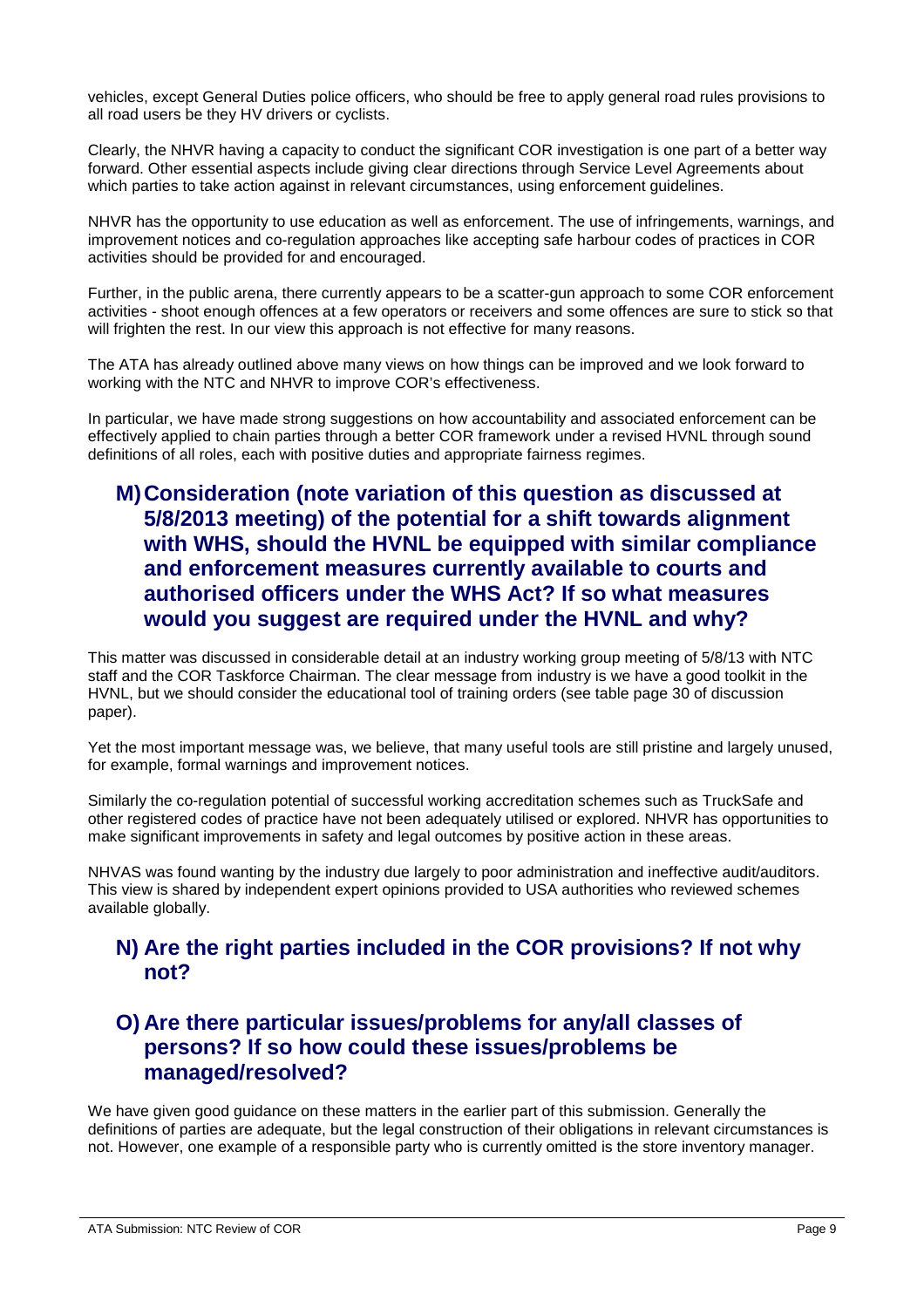vehicles, except General Duties police officers, who should be free to apply general road rules provisions to all road users be they HV drivers or cyclists.

Clearly, the NHVR having a capacity to conduct the significant COR investigation is one part of a better way forward. Other essential aspects include giving clear directions through Service Level Agreements about which parties to take action against in relevant circumstances, using enforcement guidelines.

NHVR has the opportunity to use education as well as enforcement. The use of infringements, warnings, and improvement notices and co-regulation approaches like accepting safe harbour codes of practices in COR activities should be provided for and encouraged.

Further, in the public arena, there currently appears to be a scatter-gun approach to some COR enforcement activities - shoot enough offences at a few operators or receivers and some offences are sure to stick so that will frighten the rest. In our view this approach is not effective for many reasons.

The ATA has already outlined above many views on how things can be improved and we look forward to working with the NTC and NHVR to improve COR's effectiveness.

In particular, we have made strong suggestions on how accountability and associated enforcement can be effectively applied to chain parties through a better COR framework under a revised HVNL through sound definitions of all roles, each with positive duties and appropriate fairness regimes.

## M) Consideration (note variation of this question as discussed at 5/8/2013 meeting) of the potential for a shift towards alignment with WHS, should the HVNL be equipped with similar compliance and enforcement measures currently available to courts and authorised officers under the WHS Act? If so what measures would you suggest are required under the HVNL and why?

This matter was discussed in considerable detail at an industry working group meeting of 5/8/13 with NTC staff and the COR Taskforce Chairman. The clear message from industry is we have a good toolkit in the HVNL, but we should consider the educational tool of training orders (see table page 30 of discussion paper).

Yet the most important message was, we believe, that many useful tools are still pristine and largely unused, for example, formal warnings and improvement notices.

Similarly the co-regulation potential of successful working accreditation schemes such as TruckSafe and other registered codes of practice have not been adequately utilised or explored. NHVR has opportunities to make significant improvements in safety and legal outcomes by positive action in these areas.

NHVAS was found wanting by the industry due largely to poor administration and ineffective audit/auditors. This view is shared by independent expert opinions provided to USA authorities who reviewed schemes available globally.

## N) Are the right parties included in the COR provisions? If not why not?

## O) Are there particular issues/problems for any/all classes of persons? If so how could these issues/problems be managed/resolved?

We have given good guidance on these matters in the earlier part of this submission. Generally the definitions of parties are adequate, but the legal construction of their obligations in relevant circumstances is not. However, one example of a responsible party who is currently omitted is the store inventory manager.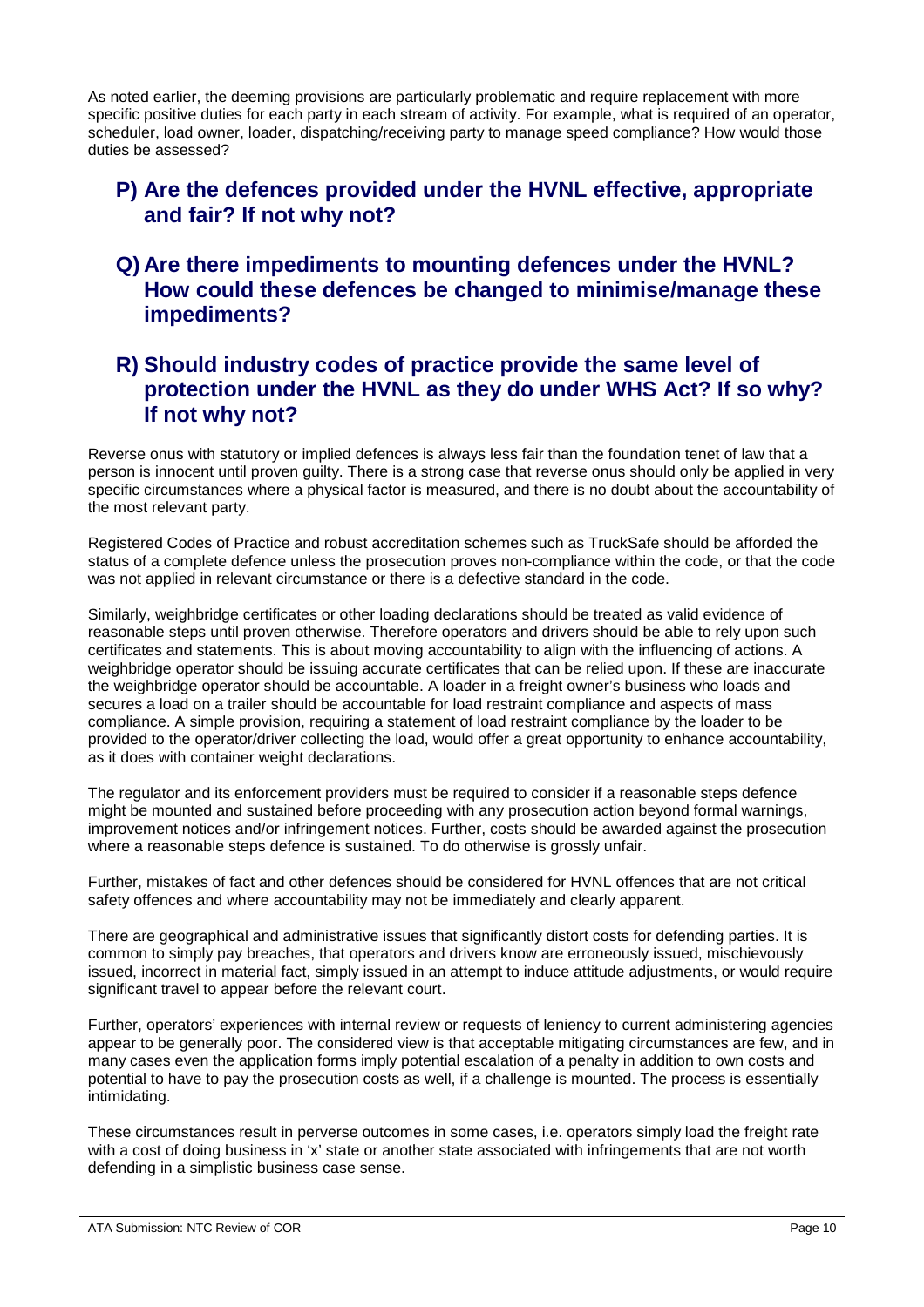As noted earlier, the deeming provisions are particularly problematic and require replacement with more specific positive duties for each party in each stream of activity. For example, what is required of an operator, scheduler, load owner, loader, dispatching/receiving party to manage speed compliance? How would those duties be assessed?

## P) Are the defences provided under the HVNL effective, appropriate and fair? If not why not?

## Q) Are there impediments to mounting defences under the HVNL? How could these defences be changed to minimise/manage these impediments?

## R) Should industry codes of practice provide the same level of protection under the HVNL as they do under WHS Act? If so why? If not why not?

Reverse onus with statutory or implied defences is always less fair than the foundation tenet of law that a person is innocent until proven guilty. There is a strong case that reverse onus should only be applied in very specific circumstances where a physical factor is measured, and there is no doubt about the accountability of the most relevant party.

Registered Codes of Practice and robust accreditation schemes such as TruckSafe should be afforded the status of a complete defence unless the prosecution proves non-compliance within the code, or that the code was not applied in relevant circumstance or there is a defective standard in the code.

Similarly, weighbridge certificates or other loading declarations should be treated as valid evidence of reasonable steps until proven otherwise. Therefore operators and drivers should be able to rely upon such certificates and statements. This is about moving accountability to align with the influencing of actions. A weighbridge operator should be issuing accurate certificates that can be relied upon. If these are inaccurate the weighbridge operator should be accountable. A loader in a freight owner's business who loads and secures a load on a trailer should be accountable for load restraint compliance and aspects of mass compliance. A simple provision, requiring a statement of load restraint compliance by the loader to be provided to the operator/driver collecting the load, would offer a great opportunity to enhance accountability, as it does with container weight declarations.

The regulator and its enforcement providers must be required to consider if a reasonable steps defence might be mounted and sustained before proceeding with any prosecution action beyond formal warnings, improvement notices and/or infringement notices. Further, costs should be awarded against the prosecution where a reasonable steps defence is sustained. To do otherwise is grossly unfair.

Further, mistakes of fact and other defences should be considered for HVNL offences that are not critical safety offences and where accountability may not be immediately and clearly apparent.

There are geographical and administrative issues that significantly distort costs for defending parties. It is common to simply pay breaches, that operators and drivers know are erroneously issued, mischievously issued, incorrect in material fact, simply issued in an attempt to induce attitude adjustments, or would require significant travel to appear before the relevant court.

Further, operators' experiences with internal review or requests of leniency to current administering agencies appear to be generally poor. The considered view is that acceptable mitigating circumstances are few, and in many cases even the application forms imply potential escalation of a penalty in addition to own costs and potential to have to pay the prosecution costs as well, if a challenge is mounted. The process is essentially intimidating.

These circumstances result in perverse outcomes in some cases, i.e. operators simply load the freight rate with a cost of doing business in 'x' state or another state associated with infringements that are not worth defending in a simplistic business case sense.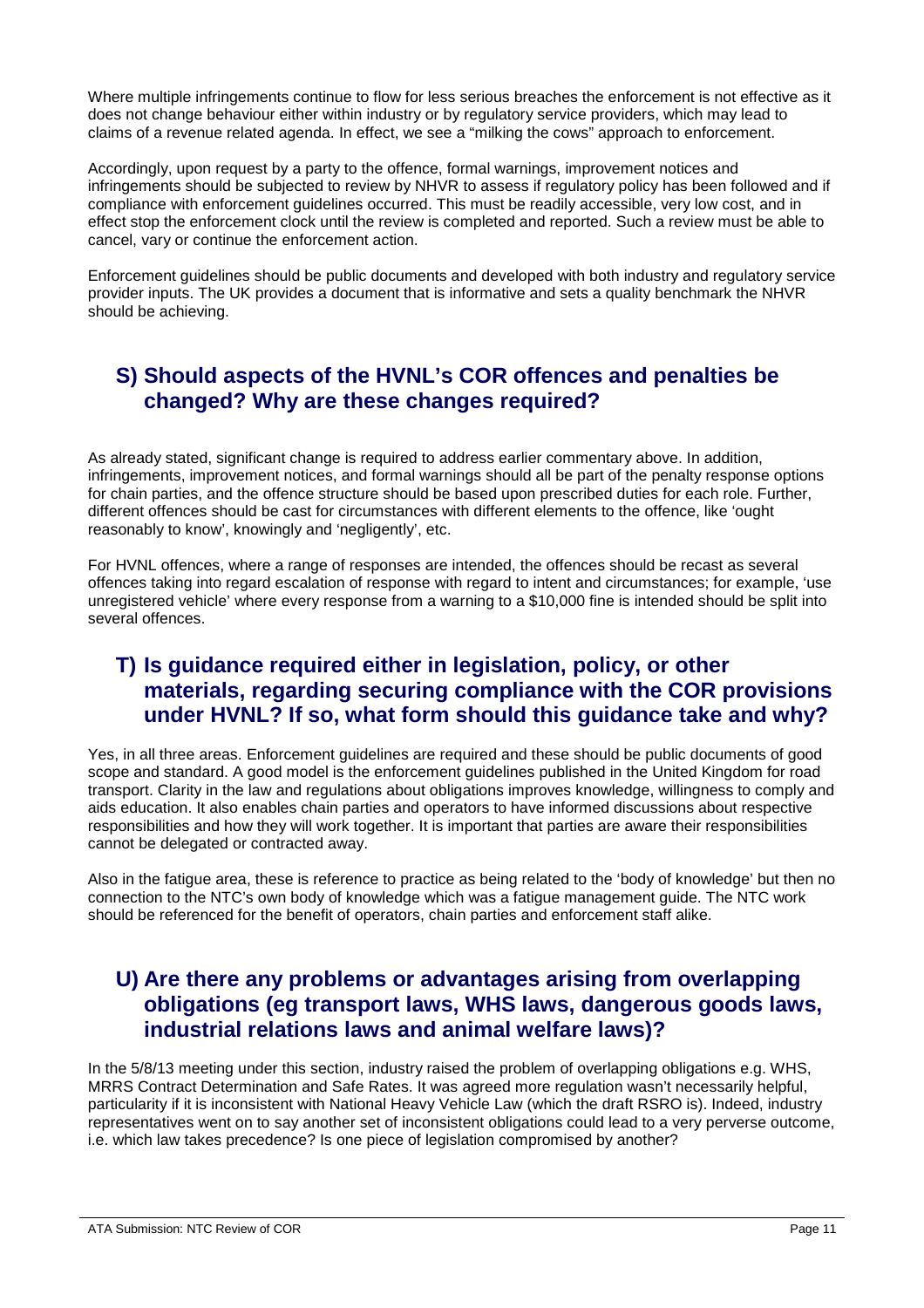Where multiple infringements continue to flow for less serious breaches the enforcement is not effective as it does not change behaviour either within industry or by regulatory service providers, which may lead to claims of a revenue related agenda. In effect, we see a "milking the cows" approach to enforcement.

Accordingly, upon request by a party to the offence, formal warnings, improvement notices and infringements should be subjected to review by NHVR to assess if regulatory policy has been followed and if compliance with enforcement guidelines occurred. This must be readily accessible, very low cost, and in effect stop the enforcement clock until the review is completed and reported. Such a review must be able to cancel, vary or continue the enforcement action.

Enforcement guidelines should be public documents and developed with both industry and regulatory service provider inputs. The UK provides a document that is informative and sets a quality benchmark the NHVR should be achieving.

## S) Should aspects of the HVNL's COR offences and penalties be changed? Why are these changes required?

As already stated, significant change is required to address earlier commentary above. In addition, infringements, improvement notices, and formal warnings should all be part of the penalty response options for chain parties, and the offence structure should be based upon prescribed duties for each role. Further, different offences should be cast for circumstances with different elements to the offence, like 'ought reasonably to know', knowingly and 'negligently', etc.

For HVNL offences, where a range of responses are intended, the offences should be recast as several offences taking into regard escalation of response with regard to intent and circumstances; for example, 'use unregistered vehicle' where every response from a warning to a $10,000 fine is intended should be split into several offences.

## T) Is guidance required either in legislation, policy, or other materials, regarding securing compliance with the COR provisions under HVNL? If so, what form should this guidance take and why?

Yes, in all three areas. Enforcement guidelines are required and these should be public documents of good scope and standard. A good model is the enforcement guidelines published in the United Kingdom for road transport. Clarity in the law and regulations about obligations improves knowledge, willingness to comply and aids education. It also enables chain parties and operators to have informed discussions about respective responsibilities and how they will work together. It is important that parties are aware their responsibilities cannot be delegated or contracted away.

Also in the fatigue area, these is reference to practice as being related to the 'body of knowledge' but then no connection to the NTC's own body of knowledge which was a fatigue management guide. The NTC work should be referenced for the benefit of operators, chain parties and enforcement staff alike.

## U) Are there any problems or advantages arising from overlapping obligations (eg transport laws, WHS laws, dangerous goods laws, industrial relations laws and animal welfare laws)?

In the 5/8/13 meeting under this section, industry raised the problem of overlapping obligations e.g. WHS, MRRS Contract Determination and Safe Rates. It was agreed more regulation wasn't necessarily helpful, particularity if it is inconsistent with National Heavy Vehicle Law (which the draft RSRO is). Indeed, industry representatives went on to say another set of inconsistent obligations could lead to a very perverse outcome, i.e. which law takes precedence? Is one piece of legislation compromised by another?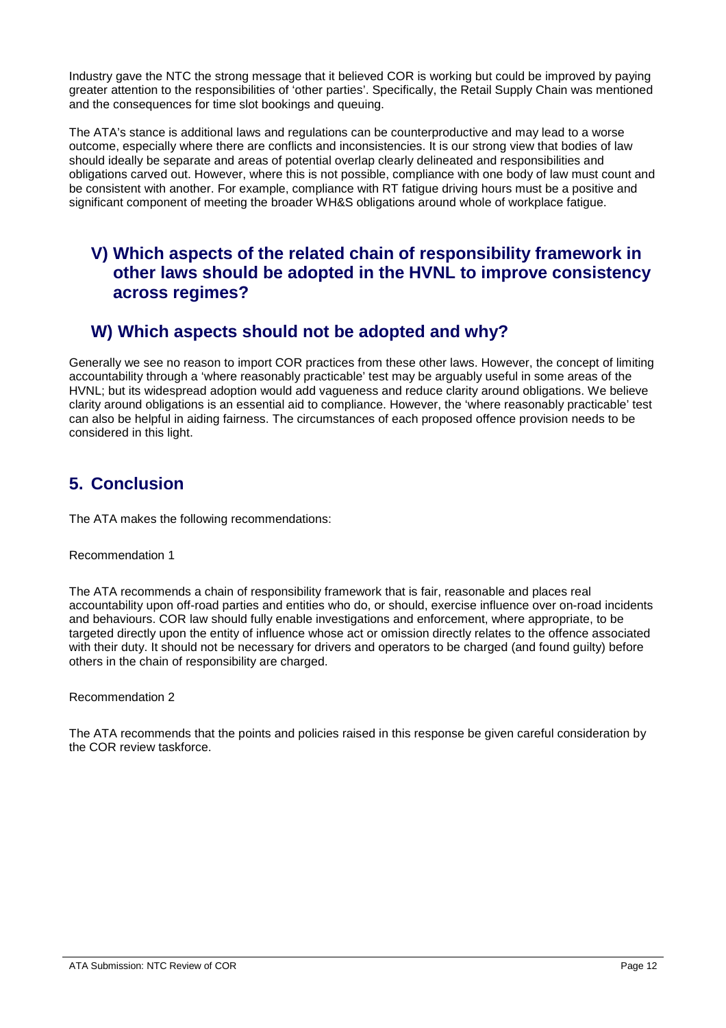Industry gave the NTC the strong message that it believed COR is working but could be improved by paying greater attention to the responsibilities of 'other parties'. Specifically, the Retail Supply Chain was mentioned and the consequences for time slot bookings and queuing.

The ATA's stance is additional laws and regulations can be counterproductive and may lead to a worse outcome, especially where there are conflicts and inconsistencies. It is our strong view that bodies of law should ideally be separate and areas of potential overlap clearly delineated and responsibilities and obligations carved out. However, where this is not possible, compliance with one body of law must count and be consistent with another. For example, compliance with RT fatigue driving hours must be a positive and significant component of meeting the broader WH&S obligations around whole of workplace fatigue.

## V) Which aspects of the related chain of responsibility framework in other laws should be adopted in the HVNL to improve consistency across regimes?

## W) Which aspects should not be adopted and why?

Generally we see no reason to import COR practices from these other laws. However, the concept of limiting accountability through a 'where reasonably practicable' test may be arguably useful in some areas of the HVNL; but its widespread adoption would add vagueness and reduce clarity around obligations. We believe clarity around obligations is an essential aid to compliance. However, the 'where reasonably practicable' test can also be helpful in aiding fairness. The circumstances of each proposed offence provision needs to be considered in this light.

# 5. Conclusion

The ATA makes the following recommendations:

Recommendation 1

The ATA recommends a chain of responsibility framework that is fair, reasonable and places real accountability upon off-road parties and entities who do, or should, exercise influence over on-road incidents and behaviours. COR law should fully enable investigations and enforcement, where appropriate, to be targeted directly upon the entity of influence whose act or omission directly relates to the offence associated with their duty. It should not be necessary for drivers and operators to be charged (and found guilty) before others in the chain of responsibility are charged.

Recommendation 2

The ATA recommends that the points and policies raised in this response be given careful consideration by the COR review taskforce.